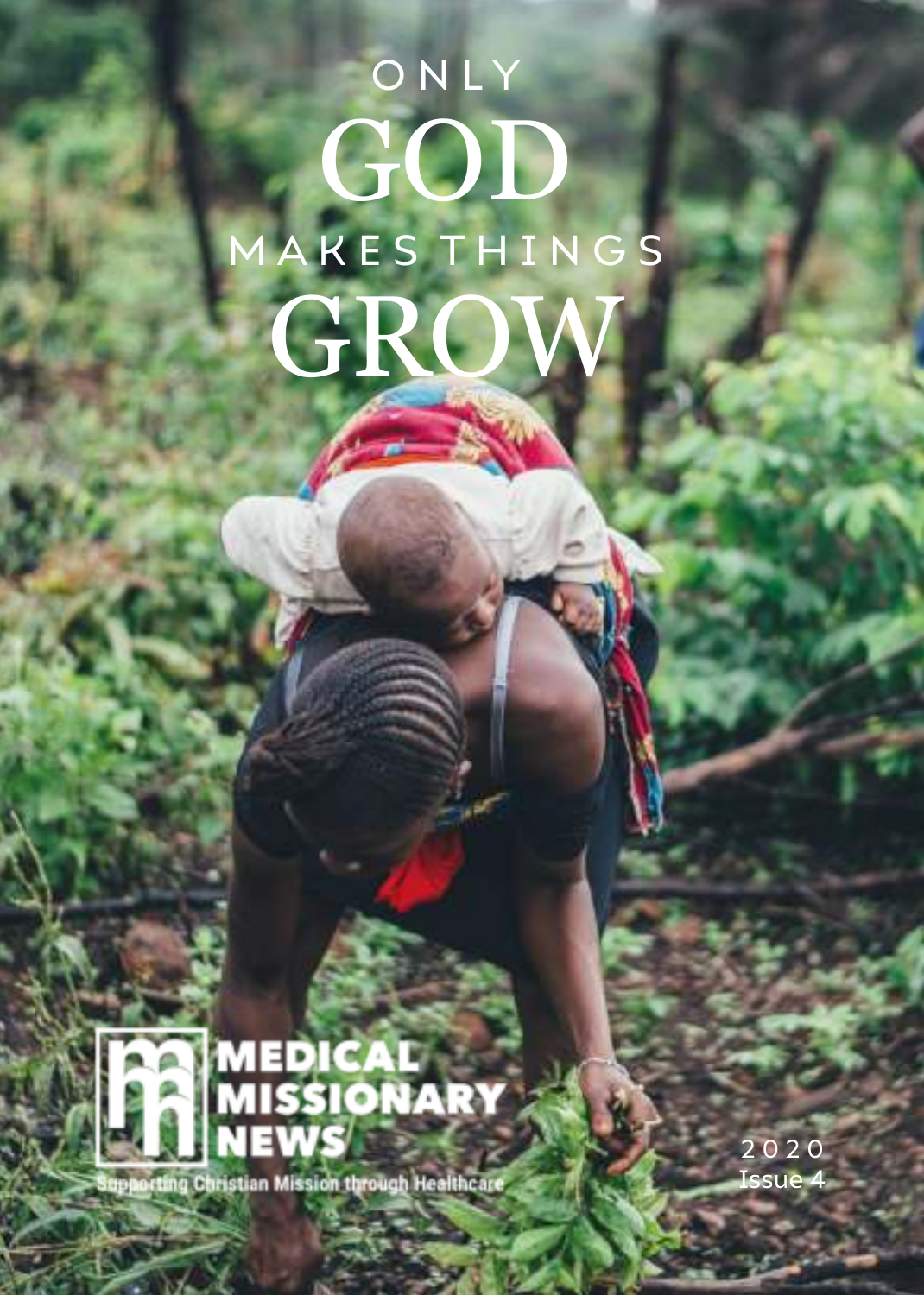# ONLY GOD MAKES THINGS GROW

MEDICAL MISSIONARY NEWS

Supporting Christian Mission through Healthcare

2020
Issue 4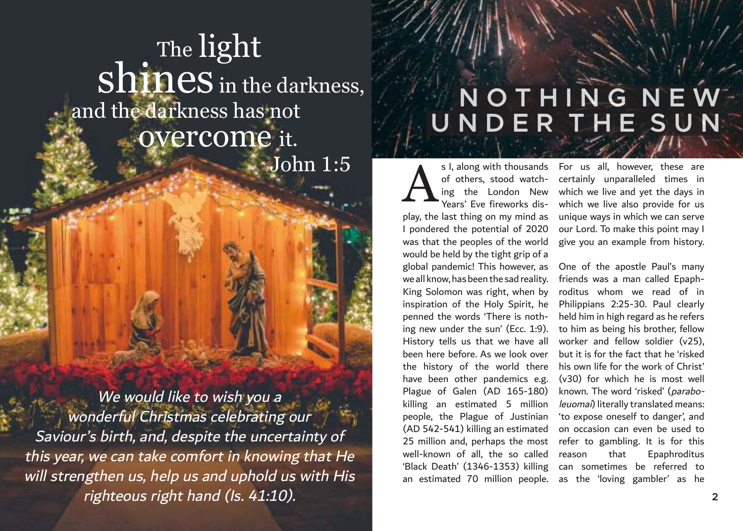The light shines in the darkness, and the darkness has not overcome it.
John 1:5

*We would like to wish you a wonderful Christmas celebrating our Saviour's birth, and, despite the uncertainty of this year, we can take comfort in knowing that He will strengthen us, help us and uphold us with His righteous right hand (Is. 41:10).*

# NOTHING NEW UNDER THE SUN

As I, along with thousands of others, stood watching the London New Years' Eve fireworks display, the last thing on my mind as I pondered the potential of 2020 was that the peoples of the world would be held by the tight grip of a global pandemic! This however, as we all know, has been the sad reality. King Solomon was right, when by inspiration of the Holy Spirit, he penned the words 'There is nothing new under the sun' (Ecc. 1:9). History tells us that we have all been here before. As we look over the history of the world there have been other pandemics e.g. Plague of Galen (AD 165-180) killing an estimated 5 million people, the Plague of Justinian (AD 542-541) killing an estimated 25 million and, perhaps the most well-known of all, the so called 'Black Death' (1346-1353) killing an estimated 70 million people. For us all, however, these are certainly unparalleled times in which we live and yet the days in which we live also provide for us unique ways in which we can serve our Lord. To make this point may I give you an example from history.

One of the apostle Paul's many friends was a man called Epaphroditus whom we read of in Philippians 2:25-30. Paul clearly held him in high regard as he refers to him as being his brother, fellow worker and fellow soldier (v25), but it is for the fact that he 'risked his own life for the work of Christ' (v30) for which he is most well known. The word 'risked' (*paraboleuomai*) literally translated means: 'to expose oneself to danger', and on occasion can even be used to refer to gambling. It is for this reason that Epaphroditus can sometimes be referred to as the 'loving gambler' as he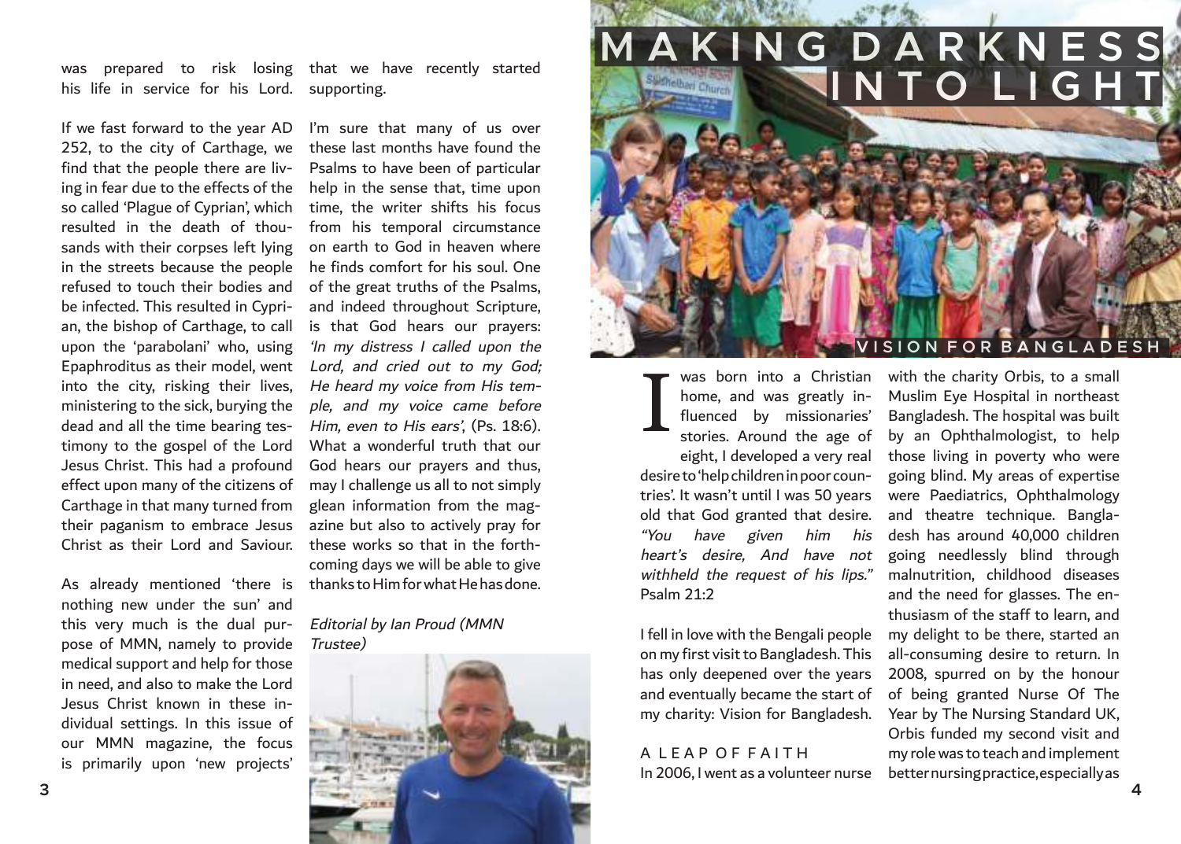was prepared to risk losing his life in service for his Lord.

If we fast forward to the year AD 252, to the city of Carthage, we find that the people there are living in fear due to the effects of the so called 'Plague of Cyprian', which resulted in the death of thousands with their corpses left lying in the streets because the people refused to touch their bodies and be infected. This resulted in Cyprian, the bishop of Carthage, to call upon the 'parabolani' who, using Epaphroditus as their model, went into the city, risking their lives, ministering to the sick, burying the dead and all the time bearing testimony to the gospel of the Lord Jesus Christ. This had a profound effect upon many of the citizens of Carthage in that many turned from their paganism to embrace Jesus Christ as their Lord and Saviour.

As already mentioned 'there is nothing new under the sun' and this very much is the dual purpose of MMN, namely to provide medical support and help for those in need, and also to make the Lord Jesus Christ known in these individual settings. In this issue of our MMN magazine, the focus is primarily upon 'new projects' that we have recently started supporting.

I'm sure that many of us over these last months have found the Psalms to have been of particular help in the sense that, time upon time, the writer shifts his focus from his temporal circumstance on earth to God in heaven where he finds comfort for his soul. One of the great truths of the Psalms, and indeed throughout Scripture, is that God hears our prayers: *'In my distress I called upon the Lord, and cried out to my God; He heard my voice from His temple, and my voice came before Him, even to His ears'*, (Ps. 18:6). What a wonderful truth that our God hears our prayers and thus, may I challenge us all to not simply glean information from the magazine but also to actively pray for these works so that in the forthcoming days we will be able to give thanks to Him for what He has done.

*Editorial by Ian Proud (MMN Trustee)*

# MAKING DARKNESS INTO LIGHT

## VISION FOR BANGLADESH

I was born into a Christian home, and was greatly influenced by missionaries' stories. Around the age of eight, I developed a very real desire to 'help children in poor countries'. It wasn't until I was 50 years old that God granted that desire. *"You have given him his heart's desire, And have not withheld the request of his lips."* Psalm 21:2

I fell in love with the Bengali people on my first visit to Bangladesh. This has only deepened over the years and eventually became the start of my charity: Vision for Bangladesh.

### A LEAP OF FAITH

In 2006, I went as a volunteer nurse with the charity Orbis, to a small Muslim Eye Hospital in northeast Bangladesh. The hospital was built by an Ophthalmologist, to help those living in poverty who were going blind. My areas of expertise were Paediatrics, Ophthalmology and theatre technique. Bangladesh has around 40,000 children going needlessly blind through malnutrition, childhood diseases and the need for glasses. The enthusiasm of the staff to learn, and my delight to be there, started an all-consuming desire to return. In 2008, spurred on by the honour of being granted Nurse Of The Year by The Nursing Standard UK, Orbis funded my second visit and my role was to teach and implement better nursing practice, especially as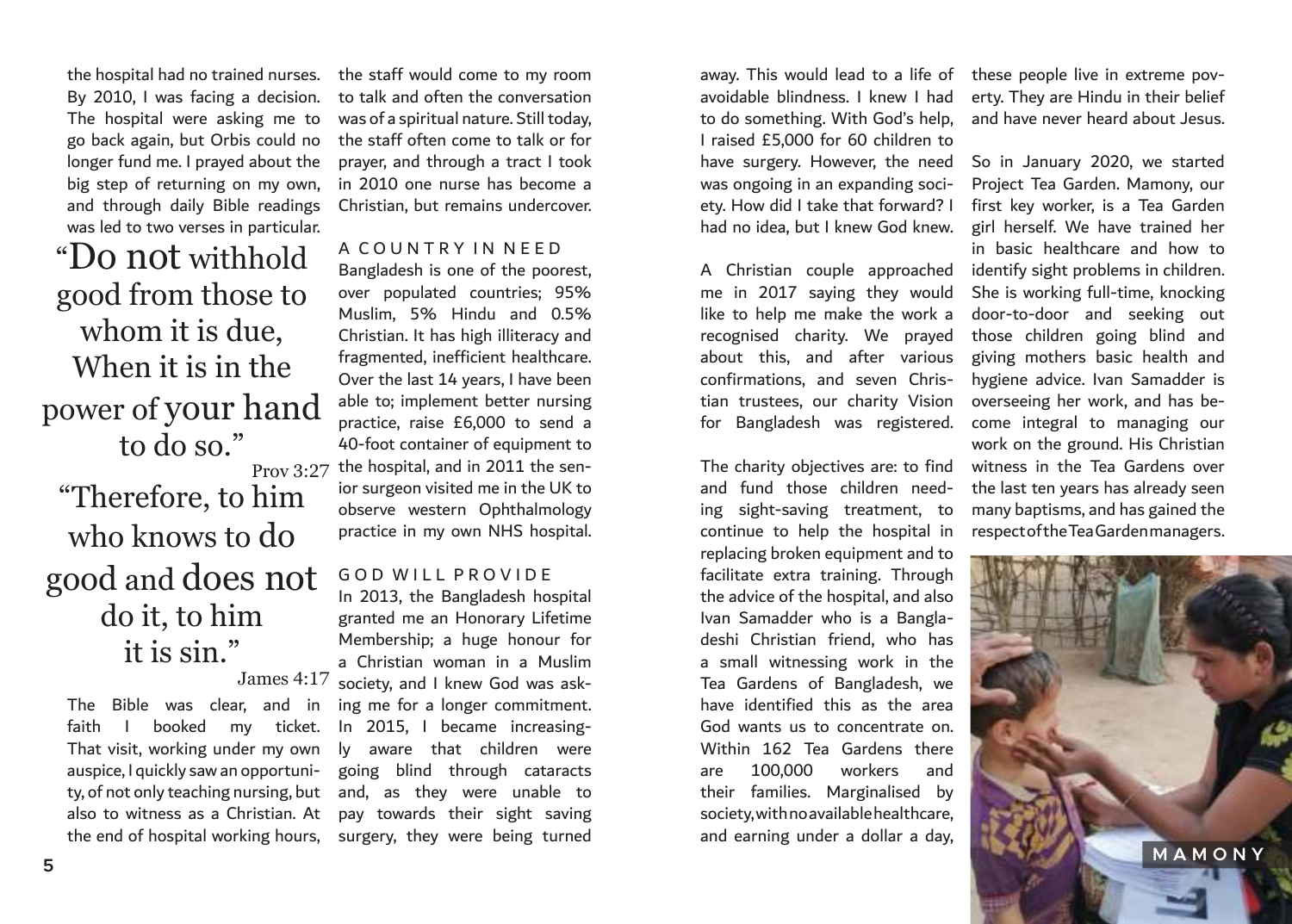the hospital had no trained nurses. By 2010, I was facing a decision. The hospital were asking me to go back again, but Orbis could no longer fund me. I prayed about the big step of returning on my own, and through daily Bible readings was led to two verses in particular.

> "Do not withhold good from those to whom it is due, When it is in the power of your hand to do so."
> Prov 3:27

> "Therefore, to him who knows to do good and does not do it, to him it is sin."
> James 4:17

The Bible was clear, and in faith I booked my ticket. That visit, working under my own auspice, I quickly saw an opportunity, of not only teaching nursing, but also to witness as a Christian. At the end of hospital working hours, the staff would come to my room to talk and often the conversation was of a spiritual nature. Still today, the staff often come to talk or for prayer, and through a tract I took in 2010 one nurse has become a Christian, but remains undercover.

## A COUNTRY IN NEED

Bangladesh is one of the poorest, over populated countries; 95% Muslim, 5% Hindu and 0.5% Christian. It has high illiteracy and fragmented, inefficient healthcare. Over the last 14 years, I have been able to; implement better nursing practice, raise £6,000 to send a 40-foot container of equipment to the hospital, and in 2011 the senior surgeon visited me in the UK to observe western Ophthalmology practice in my own NHS hospital.

## GOD WILL PROVIDE

In 2013, the Bangladesh hospital granted me an Honorary Lifetime Membership; a huge honour for a Christian woman in a Muslim society, and I knew God was asking me for a longer commitment. In 2015, I became increasingly aware that children were going blind through cataracts and, as they were unable to pay towards their sight saving surgery, they were being turned away. This would lead to a life of avoidable blindness. I knew I had to do something. With God's help, I raised £5,000 for 60 children to have surgery. However, the need was ongoing in an expanding society. How did I take that forward? I had no idea, but I knew God knew.

A Christian couple approached me in 2017 saying they would like to help me make the work a recognised charity. We prayed about this, and after various confirmations, and seven Christian trustees, our charity Vision for Bangladesh was registered.

The charity objectives are: to find and fund those children needing sight-saving treatment, to continue to help the hospital in replacing broken equipment and to facilitate extra training. Through the advice of the hospital, and also Ivan Samadder who is a Bangladeshi Christian friend, who has a small witnessing work in the Tea Gardens of Bangladesh, we have identified this as the area God wants us to concentrate on. Within 162 Tea Gardens there are 100,000 workers and their families. Marginalised by society, with no available healthcare, and earning under a dollar a day, these people live in extreme poverty. They are Hindu in their belief and have never heard about Jesus.

So in January 2020, we started Project Tea Garden. Mamony, our first key worker, is a Tea Garden girl herself. We have trained her in basic healthcare and how to identify sight problems in children. She is working full-time, knocking door-to-door and seeking out those children going blind and giving mothers basic health and hygiene advice. Ivan Samadder is overseeing her work, and has become integral to managing our work on the ground. His Christian witness in the Tea Gardens over the last ten years has already seen many baptisms, and has gained the respect of the Tea Garden managers.

MAMONY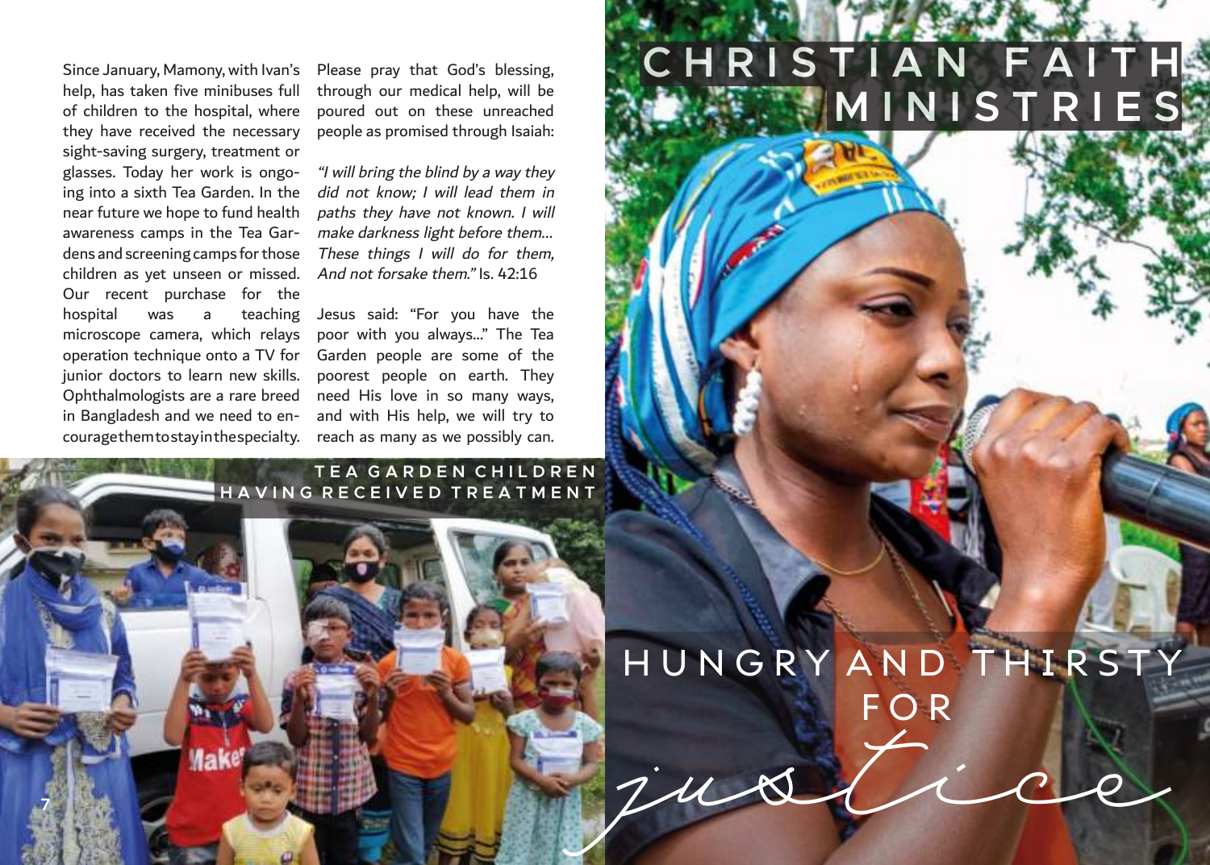Since January, Mamony, with Ivan's help, has taken five minibuses full of children to the hospital, where they have received the necessary sight-saving surgery, treatment or glasses. Today her work is ongoing into a sixth Tea Garden. In the near future we hope to fund health awareness camps in the Tea Gardens and screening camps for those children as yet unseen or missed. Our recent purchase for the hospital was a teaching microscope camera, which relays operation technique onto a TV for junior doctors to learn new skills. Ophthalmologists are a rare breed in Bangladesh and we need to encourage them to stay in the specialty.

Please pray that God's blessing, through our medical help, will be poured out on these unreached people as promised through Isaiah:

*"I will bring the blind by a way they did not know; I will lead them in paths they have not known. I will make darkness light before them... These things I will do for them, And not forsake them."* Is. 42:16

Jesus said: "For you have the poor with you always..." The Tea Garden people are some of the poorest people on earth. They need His love in so many ways, and with His help, we will try to reach as many as we possibly can.

TEA GARDEN CHILDREN HAVING RECEIVED TREATMENT

# CHRISTIAN FAITH MINISTRIES

## HUNGRY AND THIRSTY FOR *justice*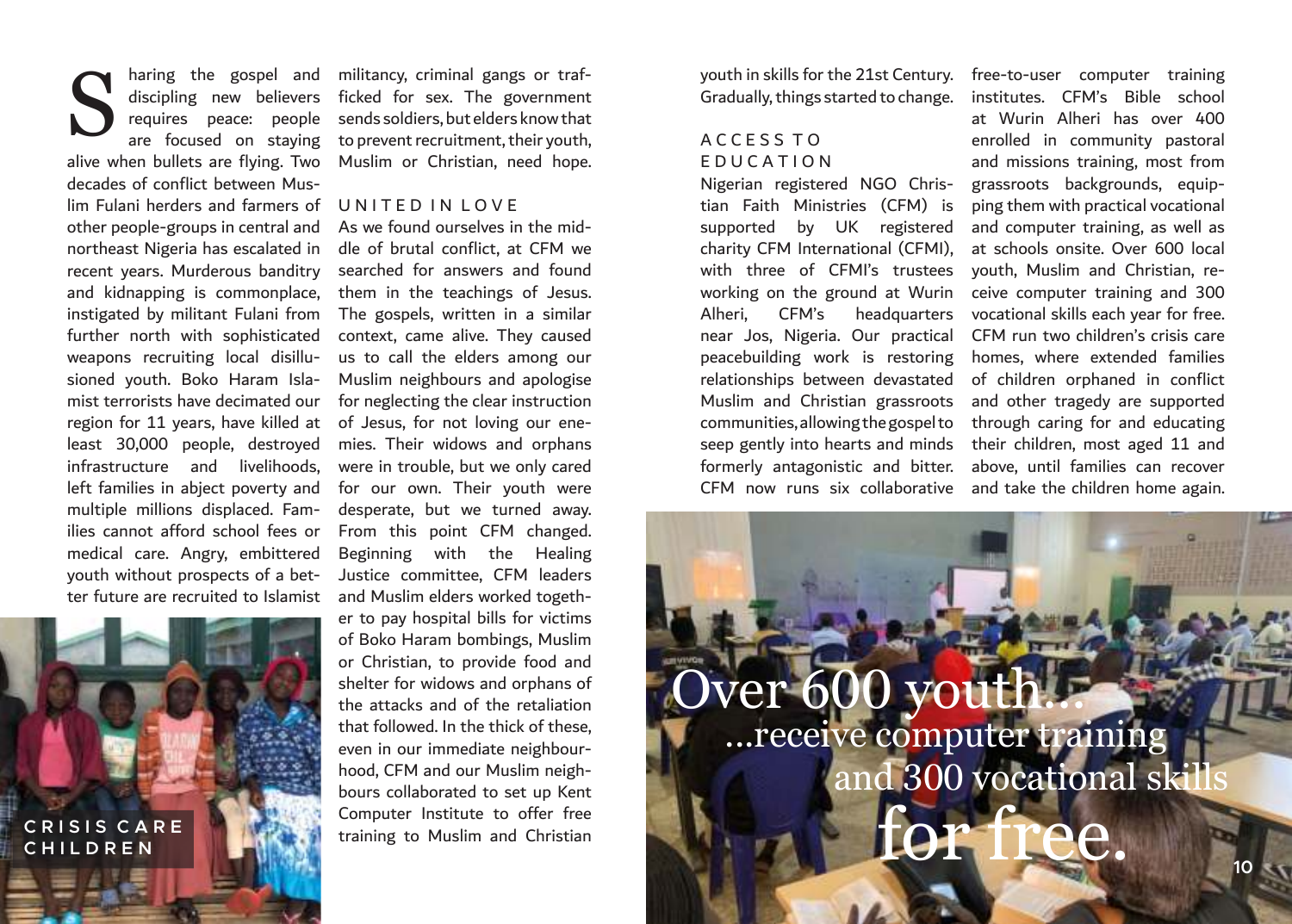Sharing the gospel and discipling new believers requires peace: people are focused on staying alive when bullets are flying. Two decades of conflict between Muslim Fulani herders and farmers of other people-groups in central and northeast Nigeria has escalated in recent years. Murderous banditry and kidnapping is commonplace, instigated by militant Fulani from further north with sophisticated weapons recruiting local disillusioned youth. Boko Haram Islamist terrorists have decimated our region for 11 years, have killed at least 30,000 people, destroyed infrastructure and livelihoods, left families in abject poverty and multiple millions displaced. Families cannot afford school fees or medical care. Angry, embittered youth without prospects of a better future are recruited to Islamist militancy, criminal gangs or trafficked for sex. The government sends soldiers, but elders know that to prevent recruitment, their youth, Muslim or Christian, need hope.

CRISIS CARE CHILDREN

## UNITED IN LOVE

As we found ourselves in the middle of brutal conflict, at CFM we searched for answers and found them in the teachings of Jesus. The gospels, written in a similar context, came alive. They caused us to call the elders among our Muslim neighbours and apologise for neglecting the clear instruction of Jesus, for not loving our enemies. Their widows and orphans were in trouble, but we only cared for our own. Their youth were desperate, but we turned away. From this point CFM changed. Beginning with the Healing Justice committee, CFM leaders and Muslim elders worked together to pay hospital bills for victims of Boko Haram bombings, Muslim or Christian, to provide food and shelter for widows and orphans of the attacks and of the retaliation that followed. In the thick of these, even in our immediate neighbourhood, CFM and our Muslim neighbours collaborated to set up Kent Computer Institute to offer free training to Muslim and Christian youth in skills for the 21st Century. Gradually, things started to change.

## ACCESS TO EDUCATION

Nigerian registered NGO Christian Faith Ministries (CFM) is supported by UK registered charity CFM International (CFMI), with three of CFMI's trustees working on the ground at Wurin Alheri, CFM's headquarters near Jos, Nigeria. Our practical peacebuilding work is restoring relationships between devastated Muslim and Christian grassroots communities, allowing the gospel to seep gently into hearts and minds formerly antagonistic and bitter. CFM now runs six collaborative free-to-user computer training institutes. CFM's Bible school at Wurin Alheri has over 400 enrolled in community pastoral and missions training, most from grassroots backgrounds, equipping them with practical vocational and computer training, as well as at schools onsite. Over 600 local youth, Muslim and Christian, receive computer training and 300 vocational skills each year for free. CFM run two children's crisis care homes, where extended families of children orphaned in conflict and other tragedy are supported through caring for and educating their children, most aged 11 and above, until families can recover and take the children home again.

Over 600 youth... ...receive computer training and 300 vocational skills for free.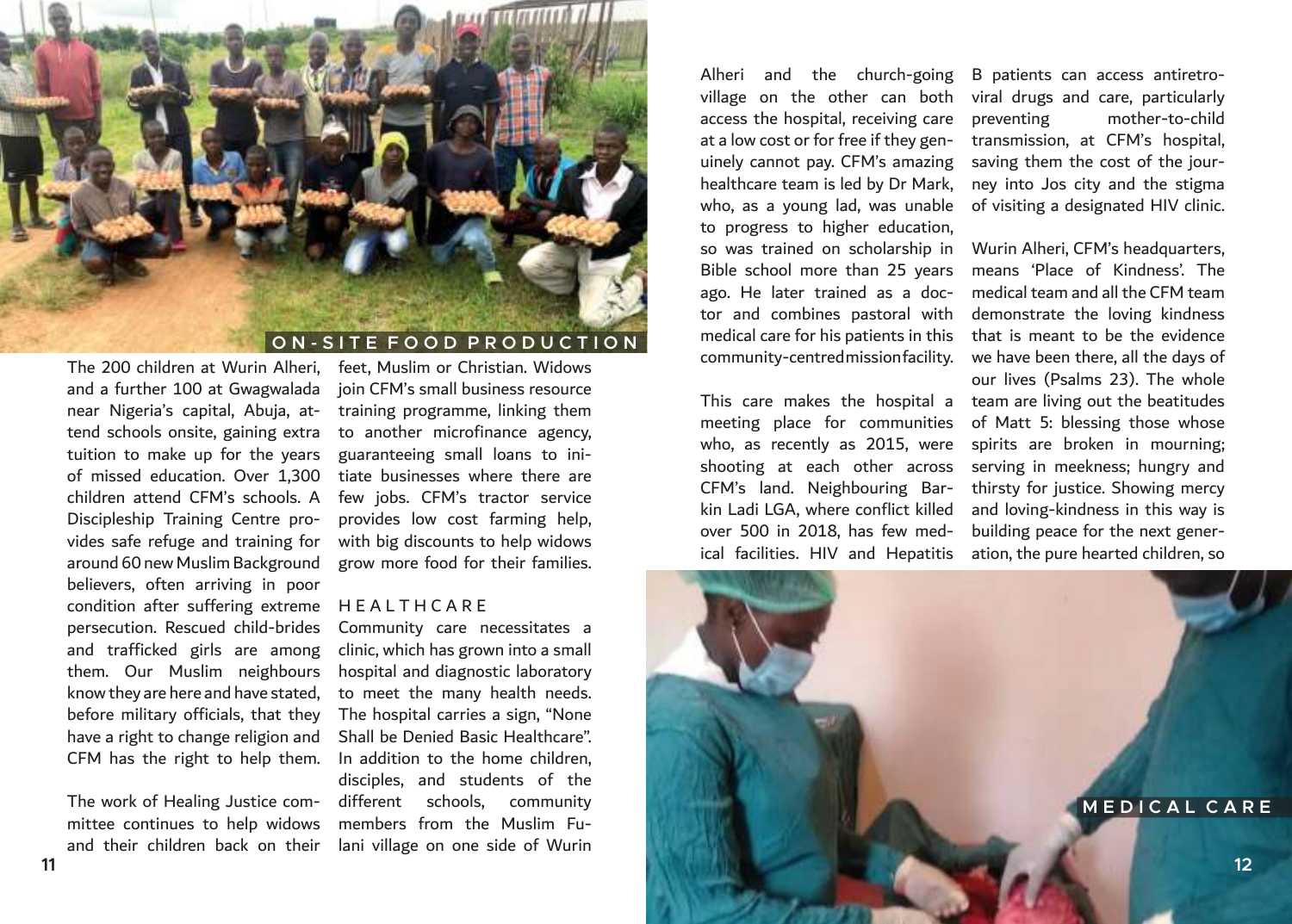ON-SITE FOOD PRODUCTION

The 200 children at Wurin Alheri, and a further 100 at Gwagwalada near Nigeria's capital, Abuja, attend schools onsite, gaining extra tuition to make up for the years of missed education. Over 1,300 children attend CFM's schools. A Discipleship Training Centre provides safe refuge and training for around 60 new Muslim Background believers, often arriving in poor condition after suffering extreme persecution. Rescued child-brides and trafficked girls are among them. Our Muslim neighbours know they are here and have stated, before military officials, that they have a right to change religion and CFM has the right to help them.

The work of Healing Justice committee continues to help widows and their children back on their feet, Muslim or Christian. Widows join CFM's small business resource training programme, linking them to another microfinance agency, guaranteeing small loans to initiate businesses where there are few jobs. CFM's tractor service provides low cost farming help, with big discounts to help widows grow more food for their families.

## HEALTHCARE

Community care necessitates a clinic, which has grown into a small hospital and diagnostic laboratory to meet the many health needs. The hospital carries a sign, "None Shall be Denied Basic Healthcare". In addition to the home children, disciples, and students of the different schools, community members from the Muslim Fulani village on one side of Wurin Alheri and the church-going village on the other can both access the hospital, receiving care at a low cost or for free if they genuinely cannot pay. CFM's amazing healthcare team is led by Dr Mark, who, as a young lad, was unable to progress to higher education, so was trained on scholarship in Bible school more than 25 years ago. He later trained as a doctor and combines pastoral with medical care for his patients in this community-centred mission facility.

This care makes the hospital a meeting place for communities who, as recently as 2015, were shooting at each other across CFM's land. Neighbouring Barkin Ladi LGA, where conflict killed over 500 in 2018, has few medical facilities. HIV and Hepatitis B patients can access antiretroviral drugs and care, particularly preventing mother-to-child transmission, at CFM's hospital, saving them the cost of the journey into Jos city and the stigma of visiting a designated HIV clinic.

Wurin Alheri, CFM's headquarters, means 'Place of Kindness'. The medical team and all the CFM team demonstrate the loving kindness that is meant to be the evidence we have been there, all the days of our lives (Psalms 23). The whole team are living out the beatitudes of Matt 5: blessing those whose spirits are broken in mourning; serving in meekness; hungry and thirsty for justice. Showing mercy and loving-kindness in this way is building peace for the next generation, the pure hearted children, so

MEDICAL CARE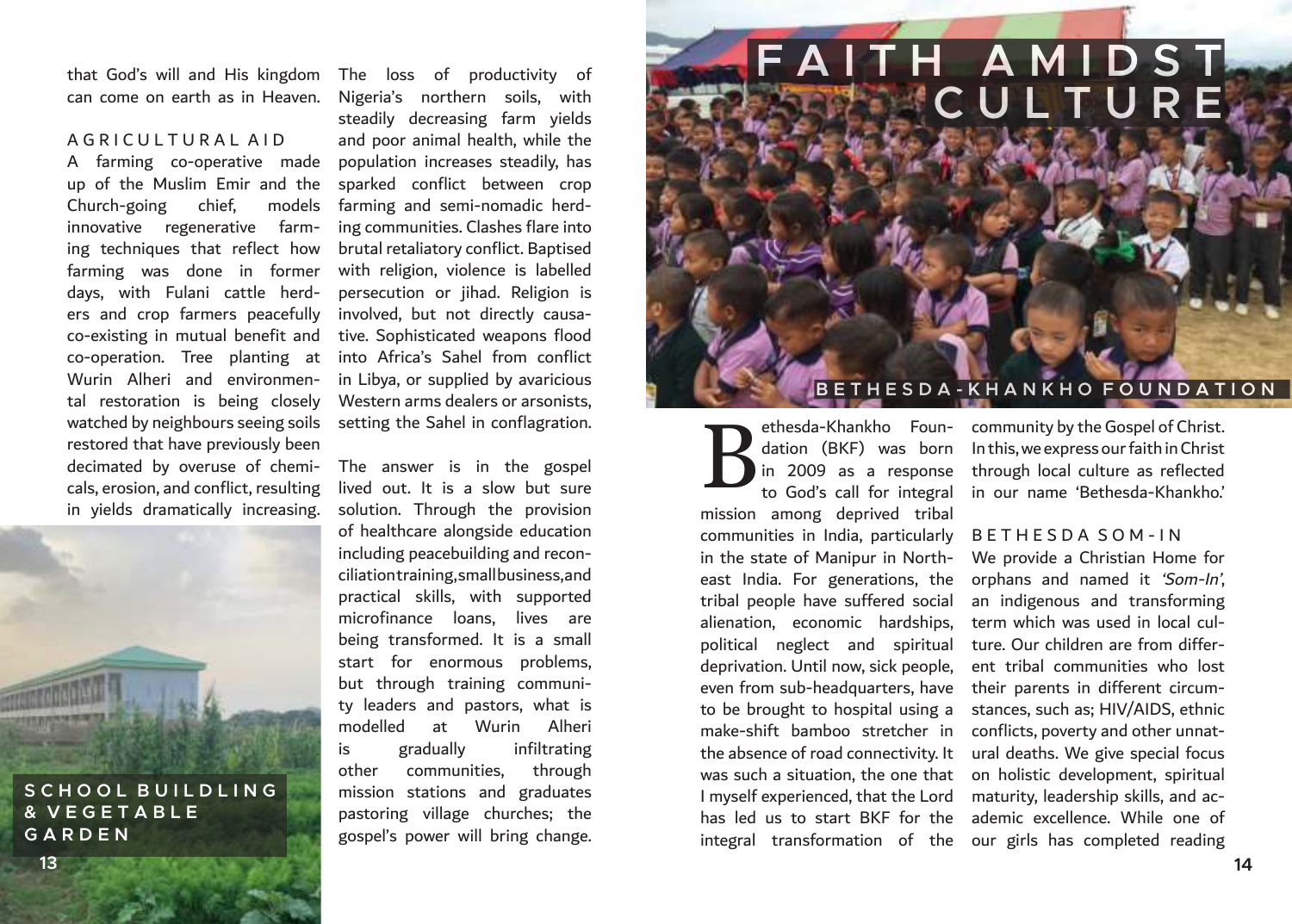that God's will and His kingdom can come on earth as in Heaven.

### AGRICULTURAL AID

A farming co-operative made up of the Muslim Emir and the Church-going chief, models innovative regenerative farming techniques that reflect how farming was done in former days, with Fulani cattle herders and crop farmers peacefully co-existing in mutual benefit and co-operation. Tree planting at Wurin Alheri and environmental restoration is being closely watched by neighbours seeing soils restored that have previously been decimated by overuse of chemicals, erosion, and conflict, resulting in yields dramatically increasing.

SCHOOL BUILDLING & VEGETABLE GARDEN

The loss of productivity of Nigeria's northern soils, with steadily decreasing farm yields and poor animal health, while the population increases steadily, has sparked conflict between crop farming and semi-nomadic herding communities. Clashes flare into brutal retaliatory conflict. Baptised with religion, violence is labelled persecution or jihad. Religion is involved, but not directly causative. Sophisticated weapons flood into Africa's Sahel from conflict in Libya, or supplied by avaricious Western arms dealers or arsonists, setting the Sahel in conflagration.

The answer is in the gospel lived out. It is a slow but sure solution. Through the provision of healthcare alongside education including peacebuilding and reconciliation training, small business, and practical skills, with supported microfinance loans, lives are being transformed. It is a small start for enormous problems, but through training community leaders and pastors, what is modelled at Wurin Alheri is gradually infiltrating other communities, through mission stations and graduates pastoring village churches; the gospel's power will bring change.

# FAITH AMIDST CULTURE

BETHESDA-KHANKHO FOUNDATION

Bethesda-Khankho Foundation (BKF) was born in 2009 as a response to God's call for integral mission among deprived tribal communities in India, particularly in the state of Manipur in North-east India. For generations, the tribal people have suffered social alienation, economic hardships, political neglect and spiritual deprivation. Until now, sick people, even from sub-headquarters, have to be brought to hospital using a make-shift bamboo stretcher in the absence of road connectivity. It was such a situation, the one that I myself experienced, that the Lord has led us to start BKF for the integral transformation of the community by the Gospel of Christ. In this, we express our faith in Christ through local culture as reflected in our name 'Bethesda-Khankho.'

### BETHESDA SOM-IN

We provide a Christian Home for orphans and named it *'Som-In'*, an indigenous and transforming term which was used in local culture. Our children are from different tribal communities who lost their parents in different circumstances, such as; HIV/AIDS, ethnic conflicts, poverty and other unnatural deaths. We give special focus on holistic development, spiritual maturity, leadership skills, and academic excellence. While one of our girls has completed reading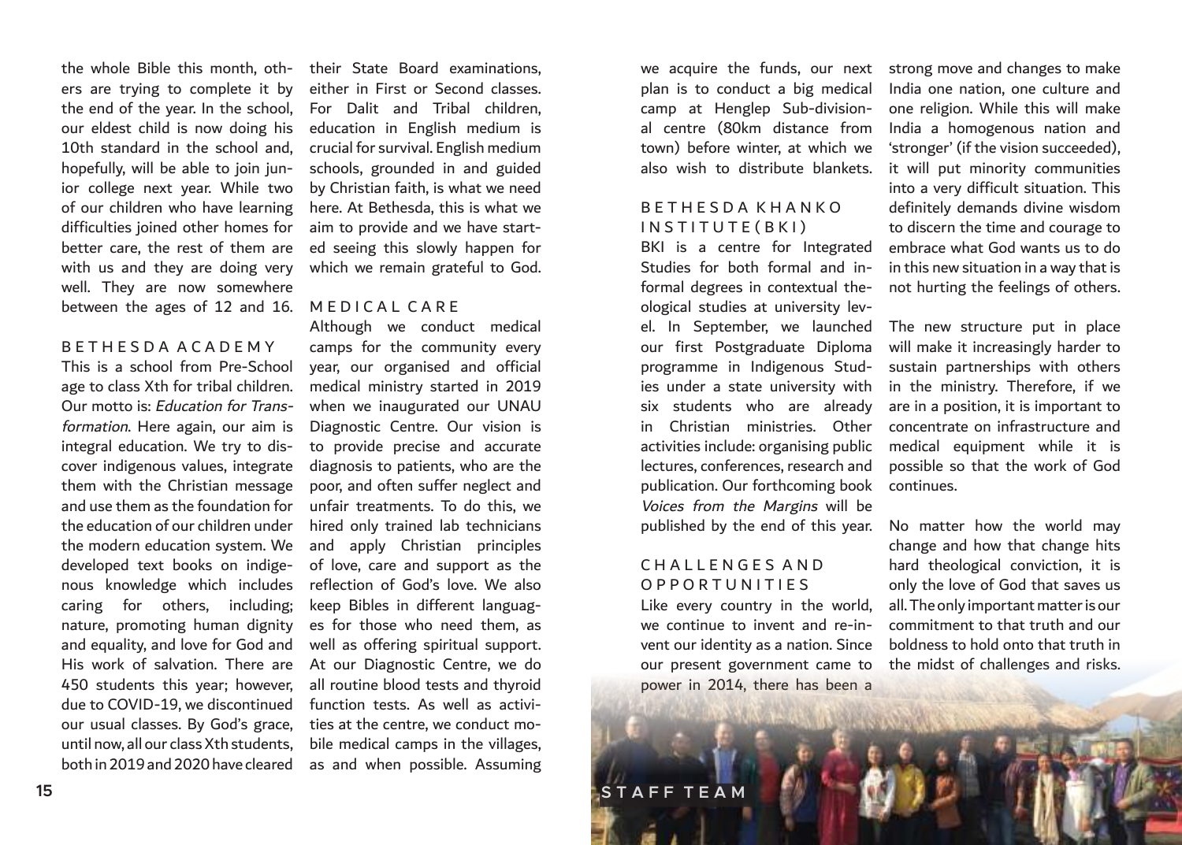the whole Bible this month, others are trying to complete it by the end of the year. In the school, our eldest child is now doing his 10th standard in the school and, hopefully, will be able to join junior college next year. While two of our children who have learning difficulties joined other homes for better care, the rest of them are with us and they are doing very well. They are now somewhere between the ages of 12 and 16.

## BETHESDA ACADEMY

This is a school from Pre-School age to class Xth for tribal children. Our motto is: *Education for Transformation*. Here again, our aim is integral education. We try to discover indigenous values, integrate them with the Christian message and use them as the foundation for the education of our children under the modern education system. We developed text books on indigenous knowledge which includes caring for others, including; nature, promoting human dignity and equality, and love for God and His work of salvation. There are 450 students this year; however, due to COVID-19, we discontinued our usual classes. By God's grace, until now, all our class Xth students, both in 2019 and 2020 have cleared their State Board examinations, either in First or Second classes. For Dalit and Tribal children, education in English medium is crucial for survival. English medium schools, grounded in and guided by Christian faith, is what we need here. At Bethesda, this is what we aim to provide and we have started seeing this slowly happen for which we remain grateful to God.

## MEDICAL CARE

Although we conduct medical camps for the community every year, our organised and official medical ministry started in 2019 when we inaugurated our UNAU Diagnostic Centre. Our vision is to provide precise and accurate diagnosis to patients, who are the poor, and often suffer neglect and unfair treatments. To do this, we hired only trained lab technicians and apply Christian principles of love, care and support as the reflection of God's love. We also keep Bibles in different languages for those who need them, as well as offering spiritual support. At our Diagnostic Centre, we do all routine blood tests and thyroid function tests. As well as activities at the centre, we conduct mobile medical camps in the villages, as and when possible. Assuming we acquire the funds, our next plan is to conduct a big medical camp at Henglep Sub-divisional centre (80km distance from town) before winter, at which we also wish to distribute blankets.

## BETHESDA KHANKO INSTITUTE (BKI)

BKI is a centre for Integrated Studies for both formal and informal degrees in contextual theological studies at university level. In September, we launched our first Postgraduate Diploma programme in Indigenous Studies under a state university with six students who are already in Christian ministries. Other activities include: organising public lectures, conferences, research and publication. Our forthcoming book *Voices from the Margins* will be published by the end of this year.

## CHALLENGES AND OPPORTUNITIES

Like every country in the world, we continue to invent and re-invent our identity as a nation. Since our present government came to power in 2014, there has been a strong move and changes to make India one nation, one culture and one religion. While this will make India a homogenous nation and 'stronger' (if the vision succeeded), it will put minority communities into a very difficult situation. This definitely demands divine wisdom to discern the time and courage to embrace what God wants us to do in this new situation in a way that is not hurting the feelings of others.

The new structure put in place will make it increasingly harder to sustain partnerships with others in the ministry. Therefore, if we are in a position, it is important to concentrate on infrastructure and medical equipment while it is possible so that the work of God continues.

No matter how the world may change and how that change hits hard theological conviction, it is only the love of God that saves us all. The only important matter is our commitment to that truth and our boldness to hold onto that truth in the midst of challenges and risks.

STAFF TEAM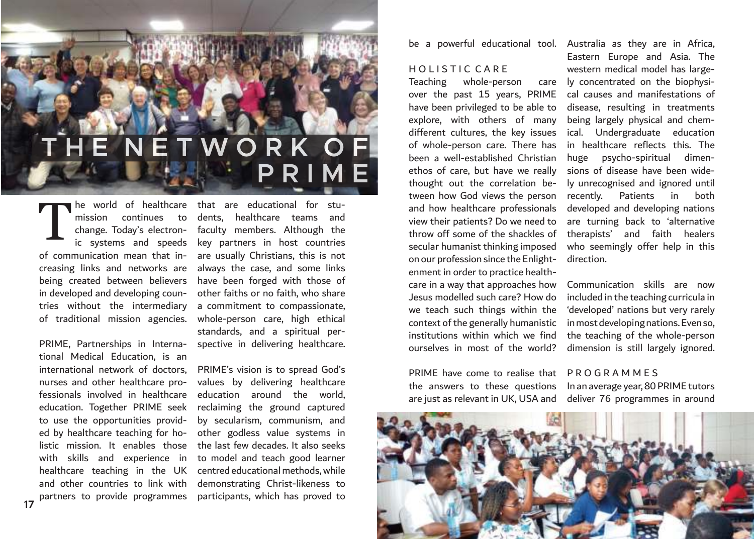# THE NETWORK OF PRIME

The world of healthcare mission continues to change. Today's electronic systems and speeds of communication mean that increasing links and networks are being created between believers in developed and developing countries without the intermediary of traditional mission agencies.

PRIME, Partnerships in International Medical Education, is an international network of doctors, nurses and other healthcare professionals involved in healthcare education. Together PRIME seek to use the opportunities provided by healthcare teaching for holistic mission. It enables those with skills and experience in healthcare teaching in the UK and other countries to link with partners to provide programmes that are educational for students, healthcare teams and faculty members. Although the key partners in host countries are usually Christians, this is not always the case, and some links have been forged with those of other faiths or no faith, who share a commitment to compassionate, whole-person care, high ethical standards, and a spiritual perspective in delivering healthcare.

PRIME's vision is to spread God's values by delivering healthcare education around the world, reclaiming the ground captured by secularism, communism, and other godless value systems in the last few decades. It also seeks to model and teach good learner centred educational methods, while demonstrating Christ-likeness to participants, which has proved to be a powerful educational tool.

## HOLISTIC CARE

Teaching whole-person care over the past 15 years, PRIME have been privileged to be able to explore, with others of many different cultures, the key issues of whole-person care. There has been a well-established Christian ethos of care, but have we really thought out the correlation between how God views the person and how healthcare professionals view their patients? Do we need to throw off some of the shackles of secular humanist thinking imposed on our profession since the Enlightenment in order to practice healthcare in a way that approaches how Jesus modelled such care? How do we teach such things within the context of the generally humanistic institutions within which we find ourselves in most of the world?

PRIME have come to realise that the answers to these questions are just as relevant in UK, USA and Australia as they are in Africa, Eastern Europe and Asia. The western medical model has largely concentrated on the biophysical causes and manifestations of disease, resulting in treatments being largely physical and chemical. Undergraduate education in healthcare reflects this. The huge psycho-spiritual dimensions of disease have been widely unrecognised and ignored until recently. Patients in both developed and developing nations are turning back to 'alternative therapists' and faith healers who seemingly offer help in this direction.

Communication skills are now included in the teaching curricula in 'developed' nations but very rarely in most developing nations. Even so, the teaching of the whole-person dimension is still largely ignored.

## PROGRAMMES

In an average year, 80 PRIME tutors deliver 76 programmes in around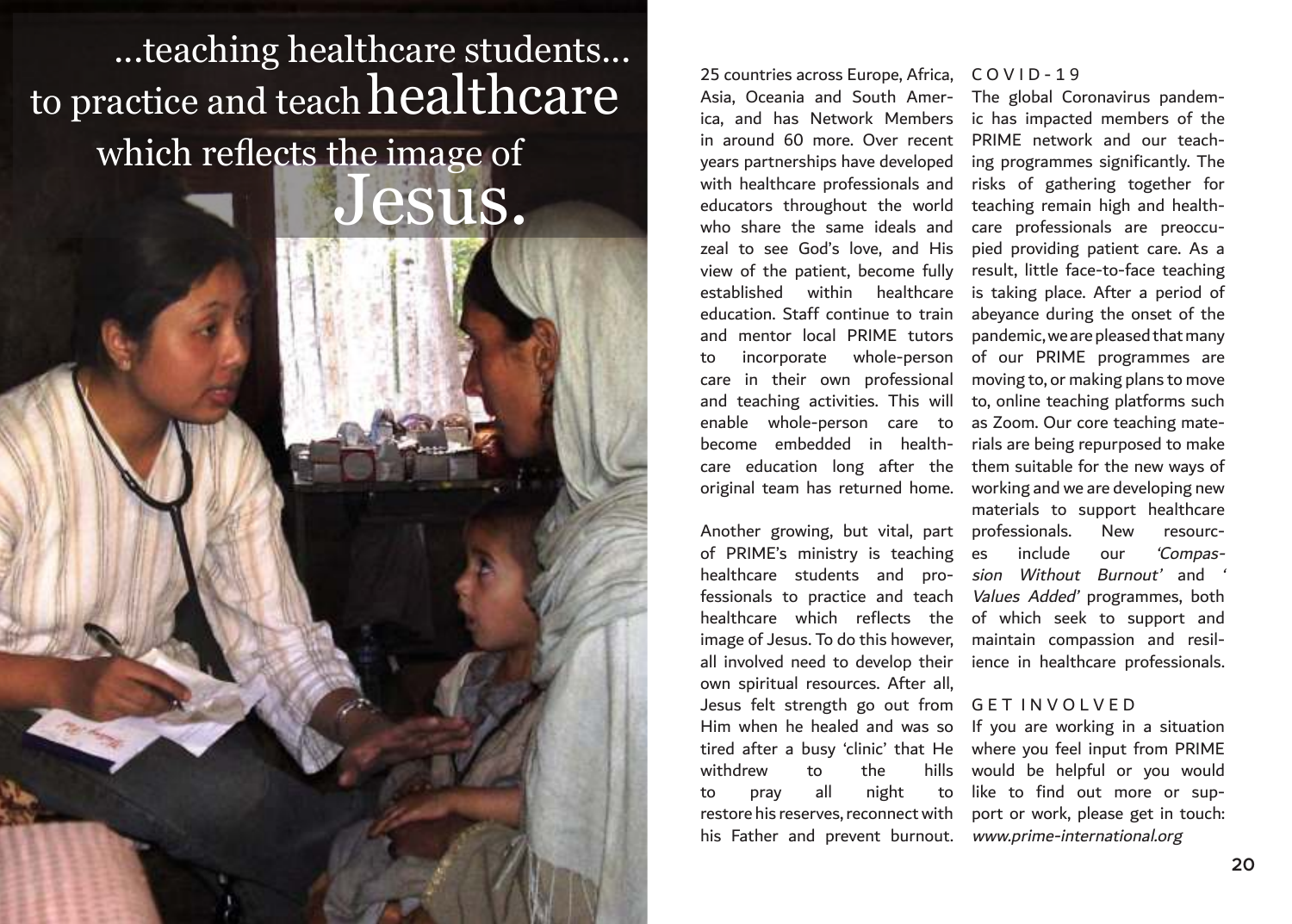...teaching healthcare students... to practice and teach healthcare which reflects the image of Jesus.

25 countries across Europe, Africa, Asia, Oceania and South America, and has Network Members in around 60 more. Over recent years partnerships have developed with healthcare professionals and educators throughout the world who share the same ideals and zeal to see God's love, and His view of the patient, become fully established within healthcare education. Staff continue to train and mentor local PRIME tutors to incorporate whole-person care in their own professional and teaching activities. This will enable whole-person care to become embedded in healthcare education long after the original team has returned home.

Another growing, but vital, part of PRIME's ministry is teaching healthcare students and professionals to practice and teach healthcare which reflects the image of Jesus. To do this however, all involved need to develop their own spiritual resources. After all, Jesus felt strength go out from Him when he healed and was so tired after a busy 'clinic' that He withdrew to the hills to pray all night to restore his reserves, reconnect with his Father and prevent burnout.

## COVID-19

The global Coronavirus pandemic has impacted members of the PRIME network and our teaching programmes significantly. The risks of gathering together for teaching remain high and healthcare professionals are preoccupied providing patient care. As a result, little face-to-face teaching is taking place. After a period of abeyance during the onset of the pandemic, we are pleased that many of our PRIME programmes are moving to, or making plans to move to, online teaching platforms such as Zoom. Our core teaching materials are being repurposed to make them suitable for the new ways of working and we are developing new materials to support healthcare professionals. New resources include our *'Compassion Without Burnout'* and *'Values Added'* programmes, both of which seek to support and maintain compassion and resilience in healthcare professionals.

## GET INVOLVED

If you are working in a situation where you feel input from PRIME would be helpful or you would like to find out more or support or work, please get in touch: *www.prime-international.org*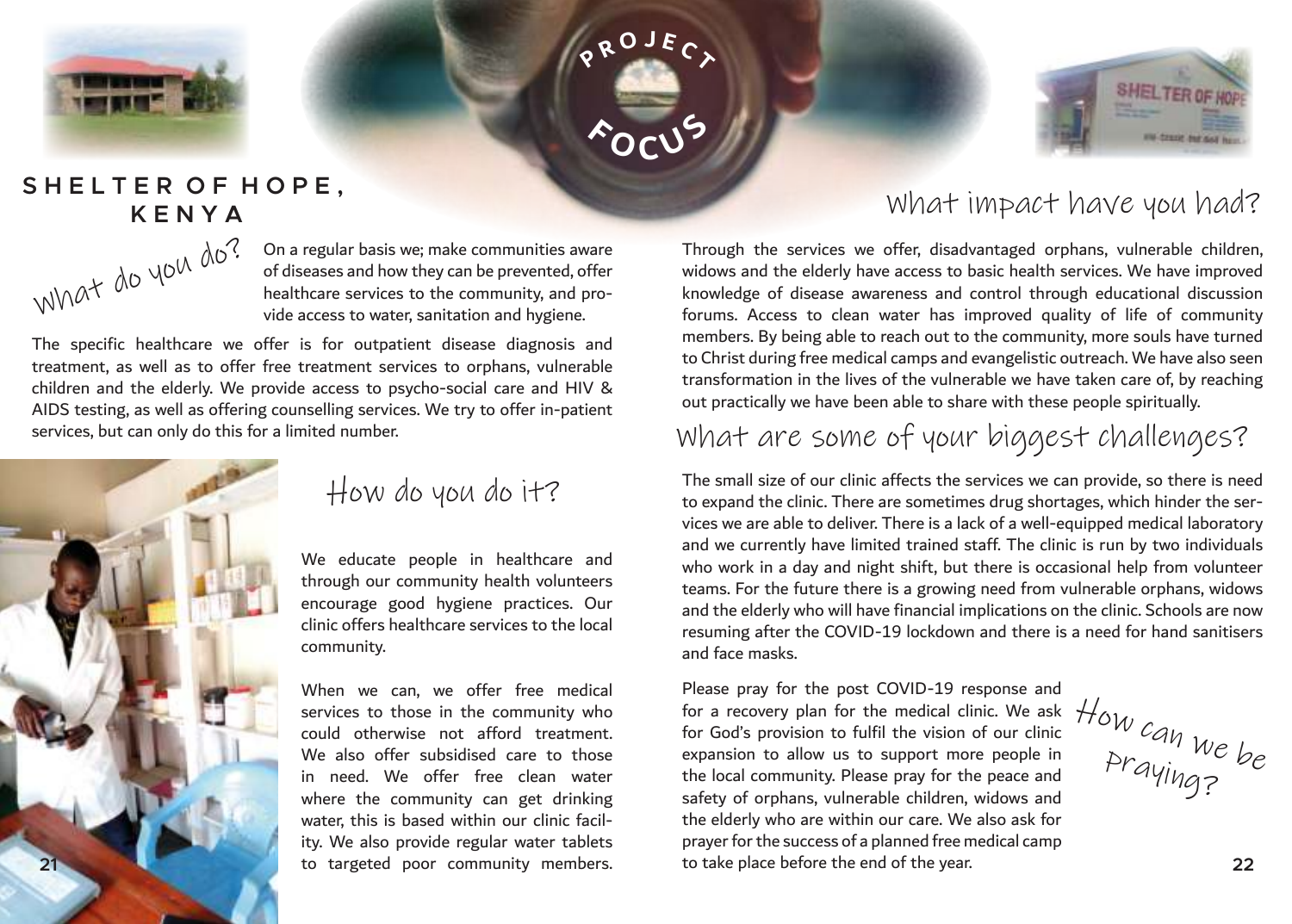# PROJECT FOCUS

## SHELTER OF HOPE, KENYA

### What do you do?

On a regular basis we; make communities aware of diseases and how they can be prevented, offer healthcare services to the community, and provide access to water, sanitation and hygiene.

The specific healthcare we offer is for outpatient disease diagnosis and treatment, as well as to offer free treatment services to orphans, vulnerable children and the elderly. We provide access to psycho-social care and HIV & AIDS testing, as well as offering counselling services. We try to offer in-patient services, but can only do this for a limited number.

### How do you do it?

We educate people in healthcare and through our community health volunteers encourage good hygiene practices. Our clinic offers healthcare services to the local community.

When we can, we offer free medical services to those in the community who could otherwise not afford treatment. We also offer subsidised care to those in need. We offer free clean water where the community can get drinking water, this is based within our clinic facility. We also provide regular water tablets to targeted poor community members.

### What impact have you had?

Through the services we offer, disadvantaged orphans, vulnerable children, widows and the elderly have access to basic health services. We have improved knowledge of disease awareness and control through educational discussion forums. Access to clean water has improved quality of life of community members. By being able to reach out to the community, more souls have turned to Christ during free medical camps and evangelistic outreach. We have also seen transformation in the lives of the vulnerable we have taken care of, by reaching out practically we have been able to share with these people spiritually.

### What are some of your biggest challenges?

The small size of our clinic affects the services we can provide, so there is need to expand the clinic. There are sometimes drug shortages, which hinder the services we are able to deliver. There is a lack of a well-equipped medical laboratory and we currently have limited trained staff. The clinic is run by two individuals who work in a day and night shift, but there is occasional help from volunteer teams. For the future there is a growing need from vulnerable orphans, widows and the elderly who will have financial implications on the clinic. Schools are now resuming after the COVID-19 lockdown and there is a need for hand sanitisers and face masks.

### How can we be praying?

Please pray for the post COVID-19 response and for a recovery plan for the medical clinic. We ask for God's provision to fulfil the vision of our clinic expansion to allow us to support more people in the local community. Please pray for the peace and safety of orphans, vulnerable children, widows and the elderly who are within our care. We also ask for prayer for the success of a planned free medical camp to take place before the end of the year.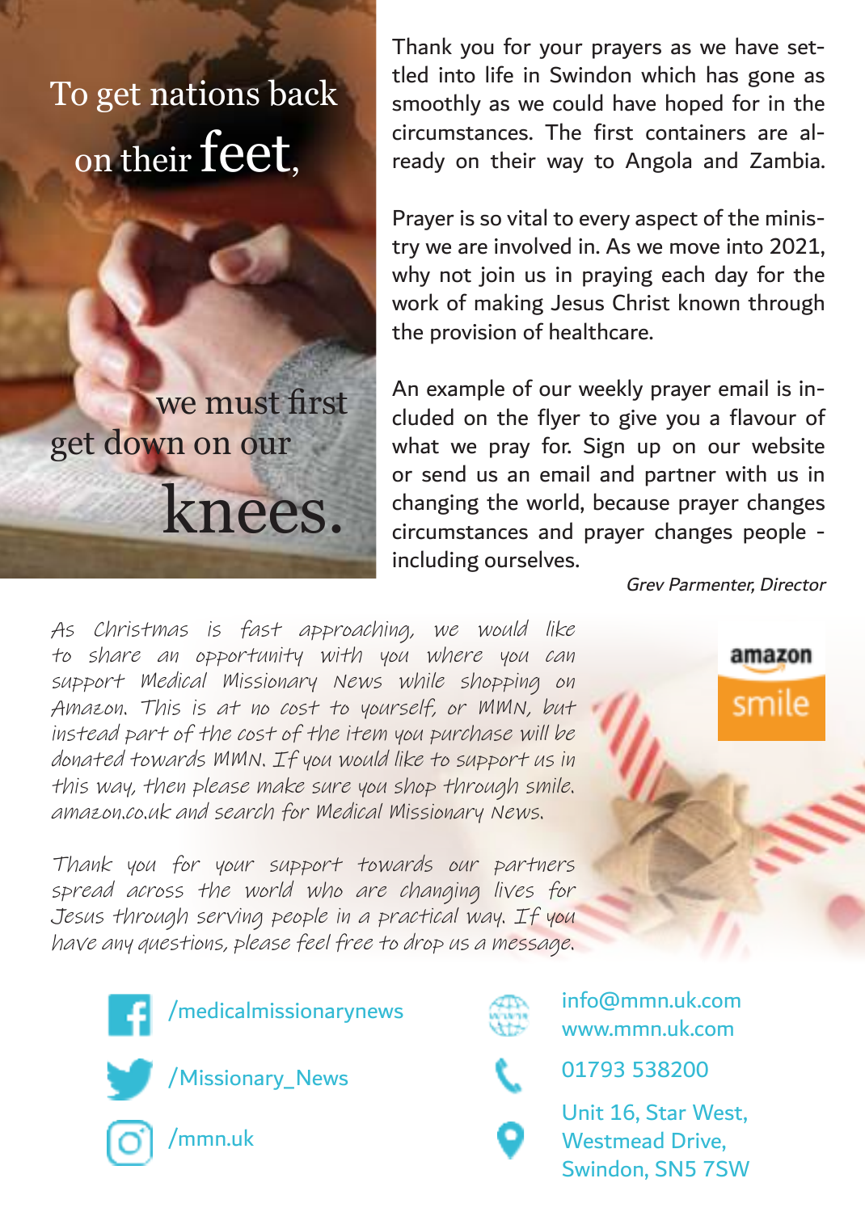To get nations back on their feet,

we must first get down on our knees.

Thank you for your prayers as we have settled into life in Swindon which has gone as smoothly as we could have hoped for in the circumstances. The first containers are already on their way to Angola and Zambia.

Prayer is so vital to every aspect of the ministry we are involved in. As we move into 2021, why not join us in praying each day for the work of making Jesus Christ known through the provision of healthcare.

An example of our weekly prayer email is included on the flyer to give you a flavour of what we pray for. Sign up on our website or send us an email and partner with us in changing the world, because prayer changes circumstances and prayer changes people - including ourselves.

*Grev Parmenter, Director*

*As Christmas is fast approaching, we would like to share an opportunity with you where you can support Medical Missionary News while shopping on Amazon. This is at no cost to yourself, or MMN, but instead part of the cost of the item you purchase will be donated towards MMN. If you would like to support us in this way, then please make sure you shop through smile.amazon.co.uk and search for Medical Missionary News.*

amazon smile

*Thank you for your support towards our partners spread across the world who are changing lives for Jesus through serving people in a practical way. If you have any questions, please feel free to drop us a message.*

/medicalmissionarynews

/Missionary_News

/mmn.uk

info@mmn.uk.com
www.mmn.uk.com

01793 538200

Unit 16, Star West,
Westmead Drive,
Swindon, SN5 7SW